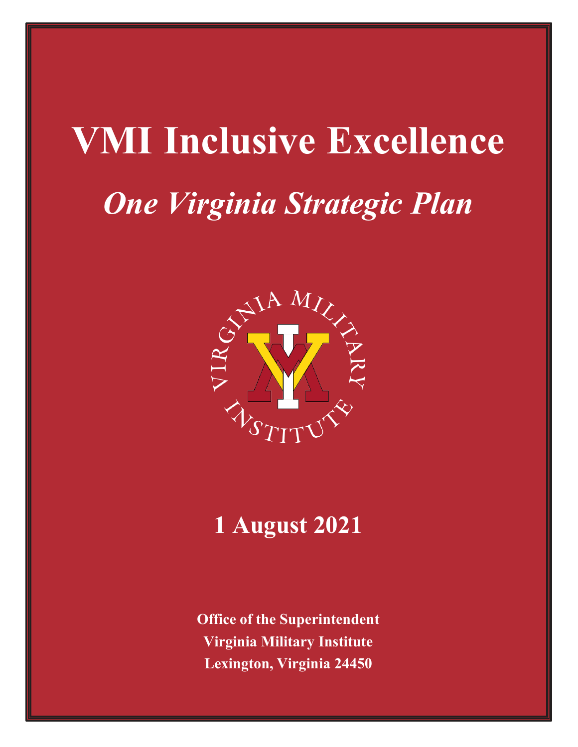# VMI Inclusive Excellence

## *One Virginia Strategic Plan*

**1 August 2021**

**Office of the Superintendent**
**Virginia Military Institute**
**Lexington, Virginia 24450**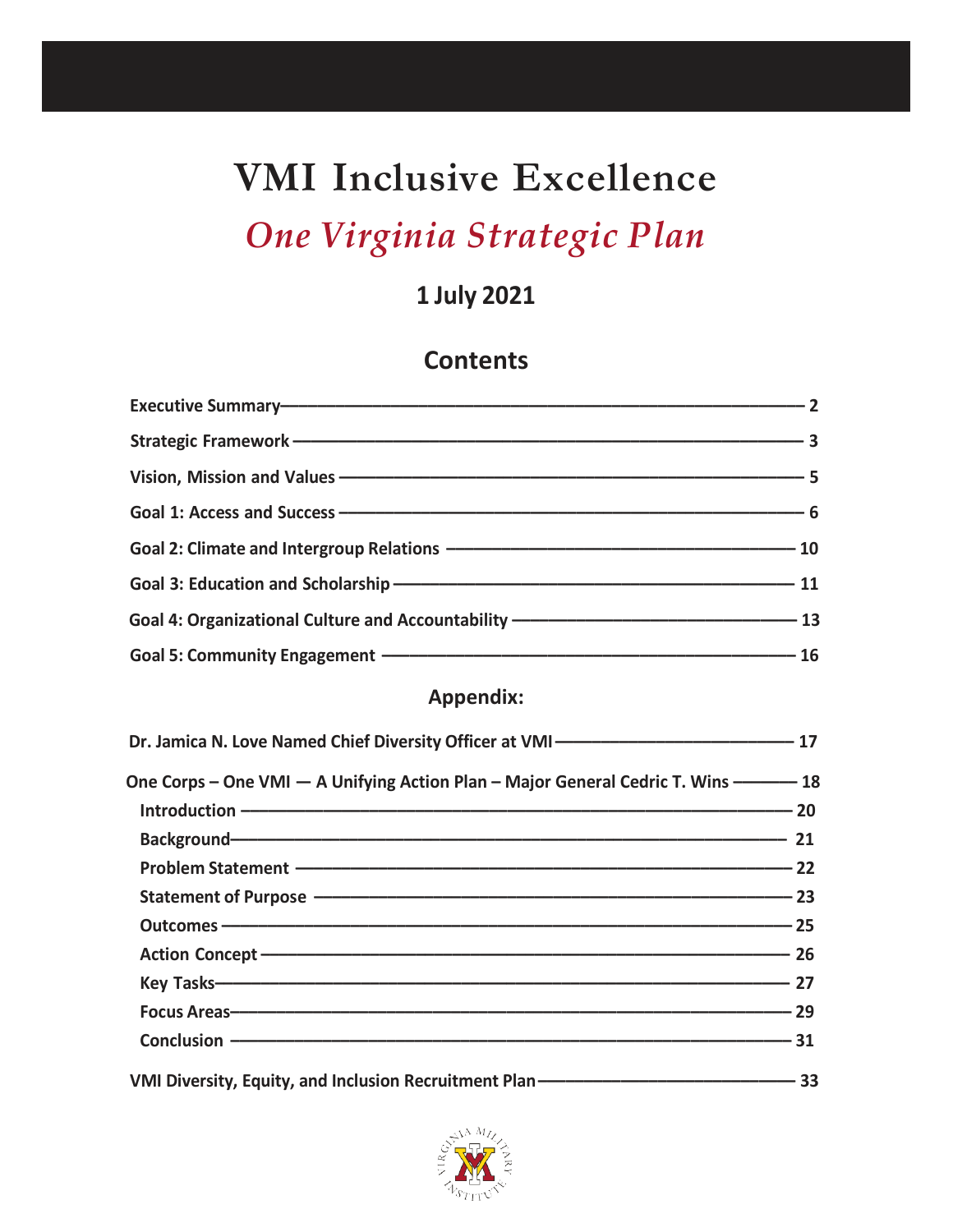# VMI Inclusive Excellence

## *One Virginia Strategic Plan*

**1 July 2021**

## Contents

**Executive Summary** — 2

**Strategic Framework** — 3

**Vision, Mission and Values** — 5

**Goal 1: Access and Success** — 6

**Goal 2: Climate and Intergroup Relations** — 10

**Goal 3: Education and Scholarship** — 11

**Goal 4: Organizational Culture and Accountability** — 13

**Goal 5: Community Engagement** — 16

## Appendix:

**Dr. Jamica N. Love Named Chief Diversity Officer at VMI** — 17

**One Corps – One VMI — A Unifying Action Plan – Major General Cedric T. Wins** — 18

- **Introduction** — 20
- **Background** — 21
- **Problem Statement** — 22
- **Statement of Purpose** — 23
- **Outcomes** — 25
- **Action Concept** — 26
- **Key Tasks** — 27
- **Focus Areas** — 29
- **Conclusion** — 31

**VMI Diversity, Equity, and Inclusion Recruitment Plan** — 33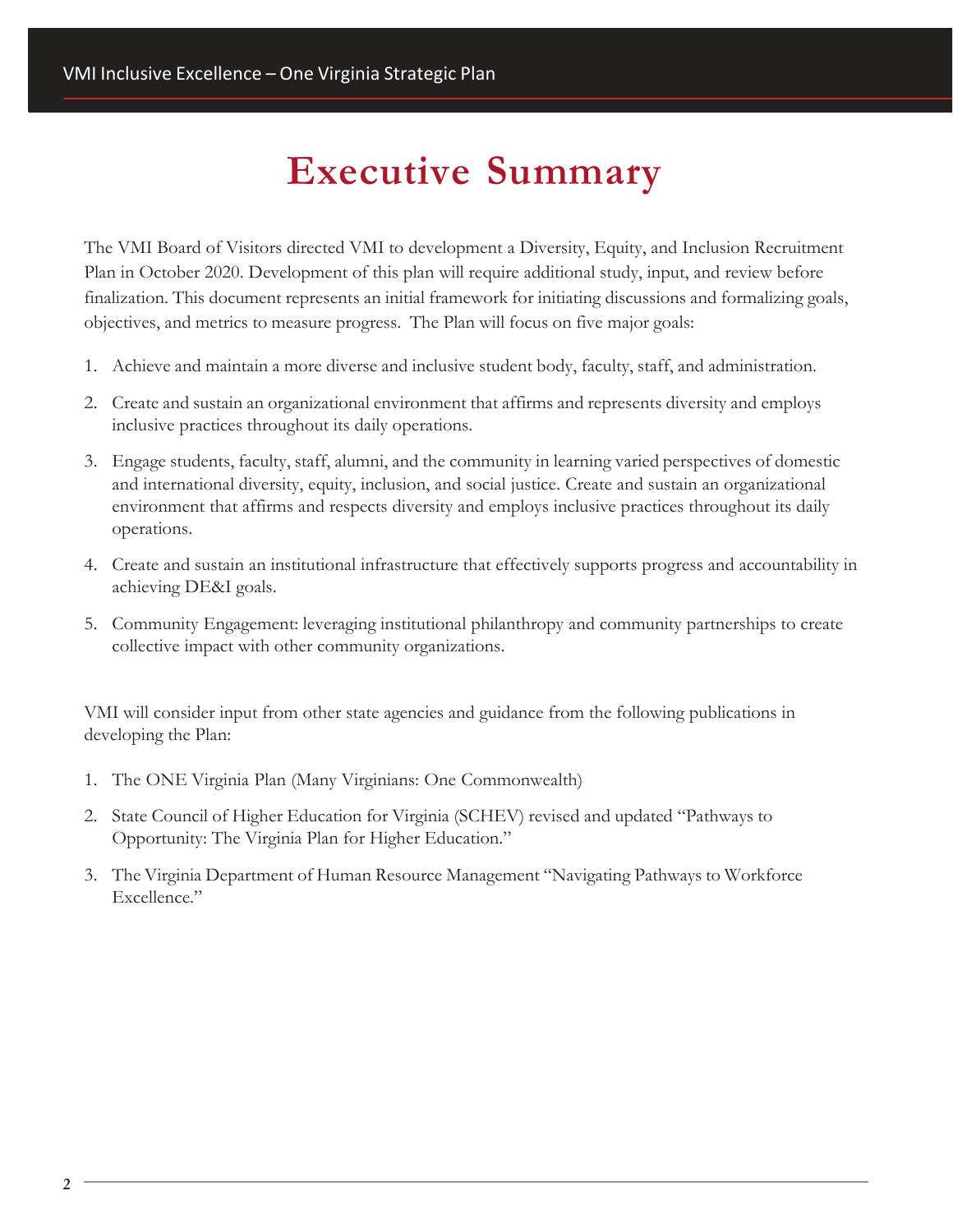# Executive Summary

The VMI Board of Visitors directed VMI to development a Diversity, Equity, and Inclusion Recruitment Plan in October 2020. Development of this plan will require additional study, input, and review before finalization. This document represents an initial framework for initiating discussions and formalizing goals, objectives, and metrics to measure progress. The Plan will focus on five major goals:

1. Achieve and maintain a more diverse and inclusive student body, faculty, staff, and administration.
2. Create and sustain an organizational environment that affirms and represents diversity and employs inclusive practices throughout its daily operations.
3. Engage students, faculty, staff, alumni, and the community in learning varied perspectives of domestic and international diversity, equity, inclusion, and social justice. Create and sustain an organizational environment that affirms and respects diversity and employs inclusive practices throughout its daily operations.
4. Create and sustain an institutional infrastructure that effectively supports progress and accountability in achieving DE&I goals.
5. Community Engagement: leveraging institutional philanthropy and community partnerships to create collective impact with other community organizations.

VMI will consider input from other state agencies and guidance from the following publications in developing the Plan:

1. The ONE Virginia Plan (Many Virginians: One Commonwealth)
2. State Council of Higher Education for Virginia (SCHEV) revised and updated "Pathways to Opportunity: The Virginia Plan for Higher Education."
3. The Virginia Department of Human Resource Management "Navigating Pathways to Workforce Excellence."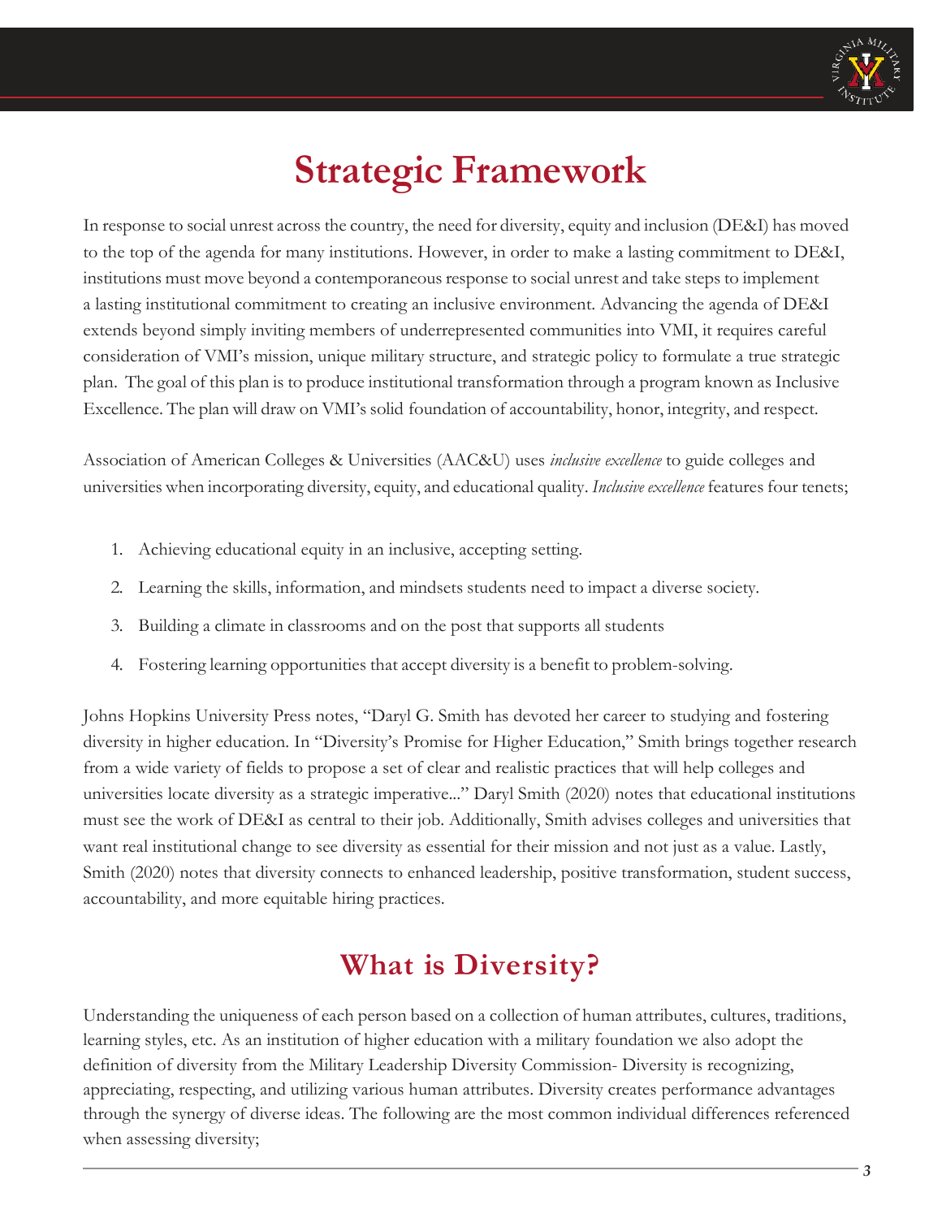# Strategic Framework

In response to social unrest across the country, the need for diversity, equity and inclusion (DE&I) has moved to the top of the agenda for many institutions. However, in order to make a lasting commitment to DE&I, institutions must move beyond a contemporaneous response to social unrest and take steps to implement a lasting institutional commitment to creating an inclusive environment. Advancing the agenda of DE&I extends beyond simply inviting members of underrepresented communities into VMI, it requires careful consideration of VMI's mission, unique military structure, and strategic policy to formulate a true strategic plan. The goal of this plan is to produce institutional transformation through a program known as Inclusive Excellence. The plan will draw on VMI's solid foundation of accountability, honor, integrity, and respect.

Association of American Colleges & Universities (AAC&U) uses *inclusive excellence* to guide colleges and universities when incorporating diversity, equity, and educational quality. *Inclusive excellence* features four tenets;

1. Achieving educational equity in an inclusive, accepting setting.
2. Learning the skills, information, and mindsets students need to impact a diverse society.
3. Building a climate in classrooms and on the post that supports all students
4. Fostering learning opportunities that accept diversity is a benefit to problem-solving.

Johns Hopkins University Press notes, "Daryl G. Smith has devoted her career to studying and fostering diversity in higher education. In "Diversity's Promise for Higher Education," Smith brings together research from a wide variety of fields to propose a set of clear and realistic practices that will help colleges and universities locate diversity as a strategic imperative..." Daryl Smith (2020) notes that educational institutions must see the work of DE&I as central to their job. Additionally, Smith advises colleges and universities that want real institutional change to see diversity as essential for their mission and not just as a value. Lastly, Smith (2020) notes that diversity connects to enhanced leadership, positive transformation, student success, accountability, and more equitable hiring practices.

## What is Diversity?

Understanding the uniqueness of each person based on a collection of human attributes, cultures, traditions, learning styles, etc. As an institution of higher education with a military foundation we also adopt the definition of diversity from the Military Leadership Diversity Commission- Diversity is recognizing, appreciating, respecting, and utilizing various human attributes. Diversity creates performance advantages through the synergy of diverse ideas. The following are the most common individual differences referenced when assessing diversity;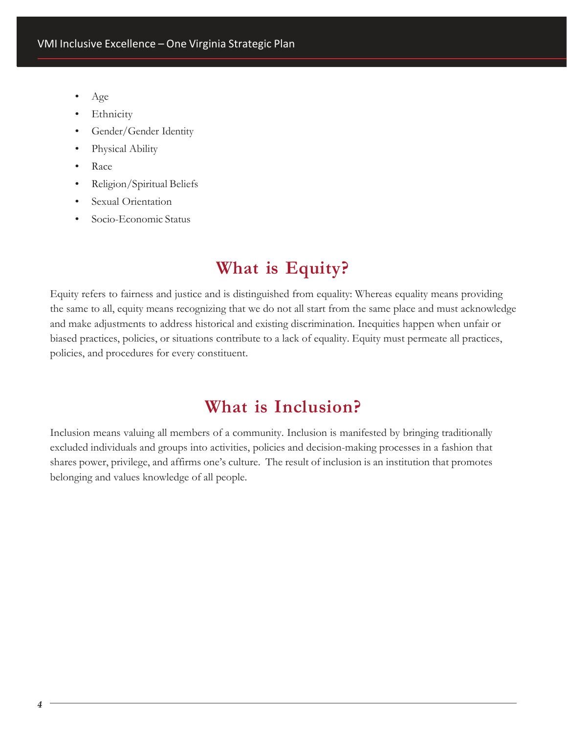- Age
- Ethnicity
- Gender/Gender Identity
- Physical Ability
- Race
- Religion/Spiritual Beliefs
- Sexual Orientation
- Socio-Economic Status

## What is Equity?

Equity refers to fairness and justice and is distinguished from equality: Whereas equality means providing the same to all, equity means recognizing that we do not all start from the same place and must acknowledge and make adjustments to address historical and existing discrimination. Inequities happen when unfair or biased practices, policies, or situations contribute to a lack of equality. Equity must permeate all practices, policies, and procedures for every constituent.

## What is Inclusion?

Inclusion means valuing all members of a community. Inclusion is manifested by bringing traditionally excluded individuals and groups into activities, policies and decision-making processes in a fashion that shares power, privilege, and affirms one's culture. The result of inclusion is an institution that promotes belonging and values knowledge of all people.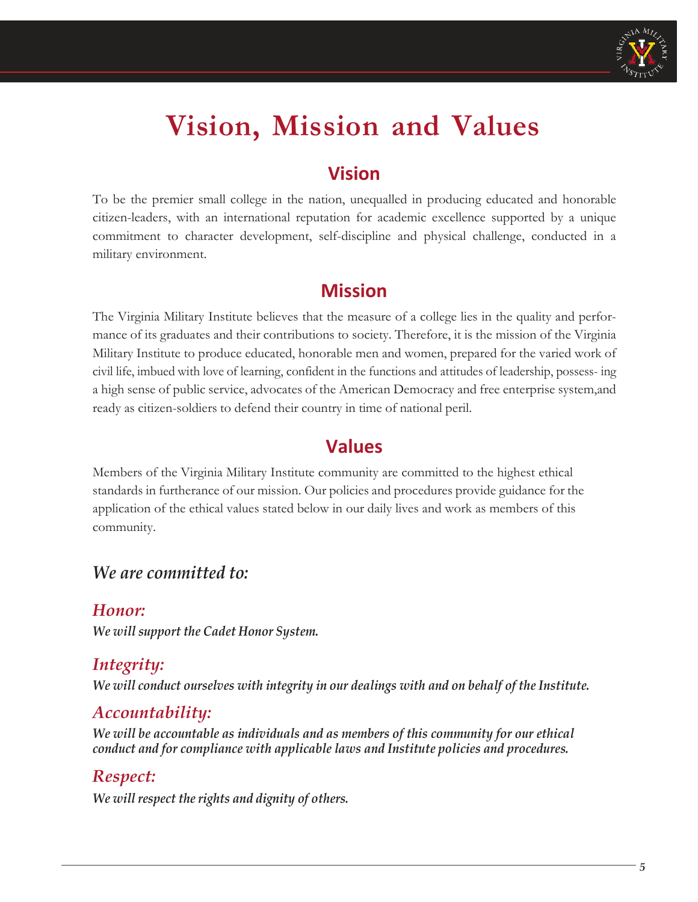# Vision, Mission and Values

## Vision

To be the premier small college in the nation, unequalled in producing educated and honorable citizen-leaders, with an international reputation for academic excellence supported by a unique commitment to character development, self-discipline and physical challenge, conducted in a military environment.

## Mission

The Virginia Military Institute believes that the measure of a college lies in the quality and performance of its graduates and their contributions to society. Therefore, it is the mission of the Virginia Military Institute to produce educated, honorable men and women, prepared for the varied work of civil life, imbued with love of learning, confident in the functions and attitudes of leadership, possessing a high sense of public service, advocates of the American Democracy and free enterprise system,and ready as citizen-soldiers to defend their country in time of national peril.

## Values

Members of the Virginia Military Institute community are committed to the highest ethical standards in furtherance of our mission. Our policies and procedures provide guidance for the application of the ethical values stated below in our daily lives and work as members of this community.

### *We are committed to:*

#### *Honor:*

***We will support the Cadet Honor System.***

#### *Integrity:*

***We will conduct ourselves with integrity in our dealings with and on behalf of the Institute.***

#### *Accountability:*

***We will be accountable as individuals and as members of this community for our ethical conduct and for compliance with applicable laws and Institute policies and procedures.***

#### *Respect:*

***We will respect the rights and dignity of others.***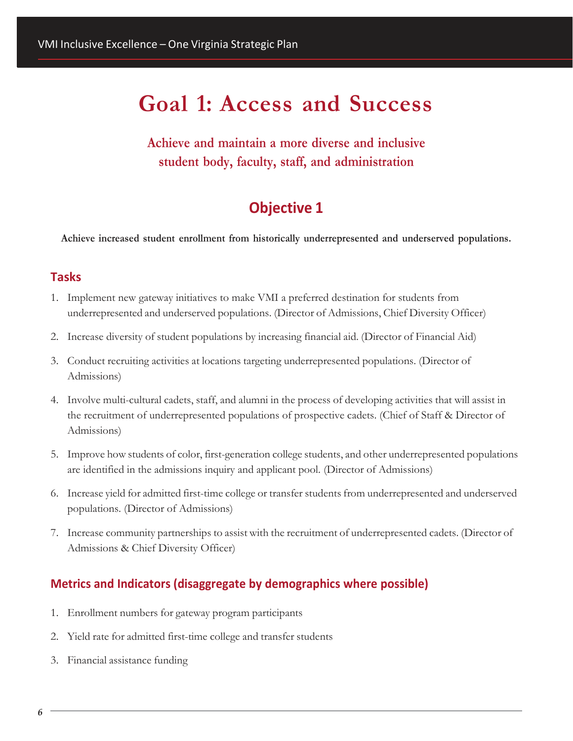# Goal 1: Access and Success

### Achieve and maintain a more diverse and inclusive student body, faculty, staff, and administration

## Objective 1

**Achieve increased student enrollment from historically underrepresented and underserved populations.**

### Tasks

1. Implement new gateway initiatives to make VMI a preferred destination for students from underrepresented and underserved populations. (Director of Admissions, Chief Diversity Officer)
2. Increase diversity of student populations by increasing financial aid. (Director of Financial Aid)
3. Conduct recruiting activities at locations targeting underrepresented populations. (Director of Admissions)
4. Involve multi-cultural cadets, staff, and alumni in the process of developing activities that will assist in the recruitment of underrepresented populations of prospective cadets. (Chief of Staff & Director of Admissions)
5. Improve how students of color, first-generation college students, and other underrepresented populations are identified in the admissions inquiry and applicant pool. (Director of Admissions)
6. Increase yield for admitted first-time college or transfer students from underrepresented and underserved populations. (Director of Admissions)
7. Increase community partnerships to assist with the recruitment of underrepresented cadets. (Director of Admissions & Chief Diversity Officer)

### Metrics and Indicators (disaggregate by demographics where possible)

1. Enrollment numbers for gateway program participants
2. Yield rate for admitted first-time college and transfer students
3. Financial assistance funding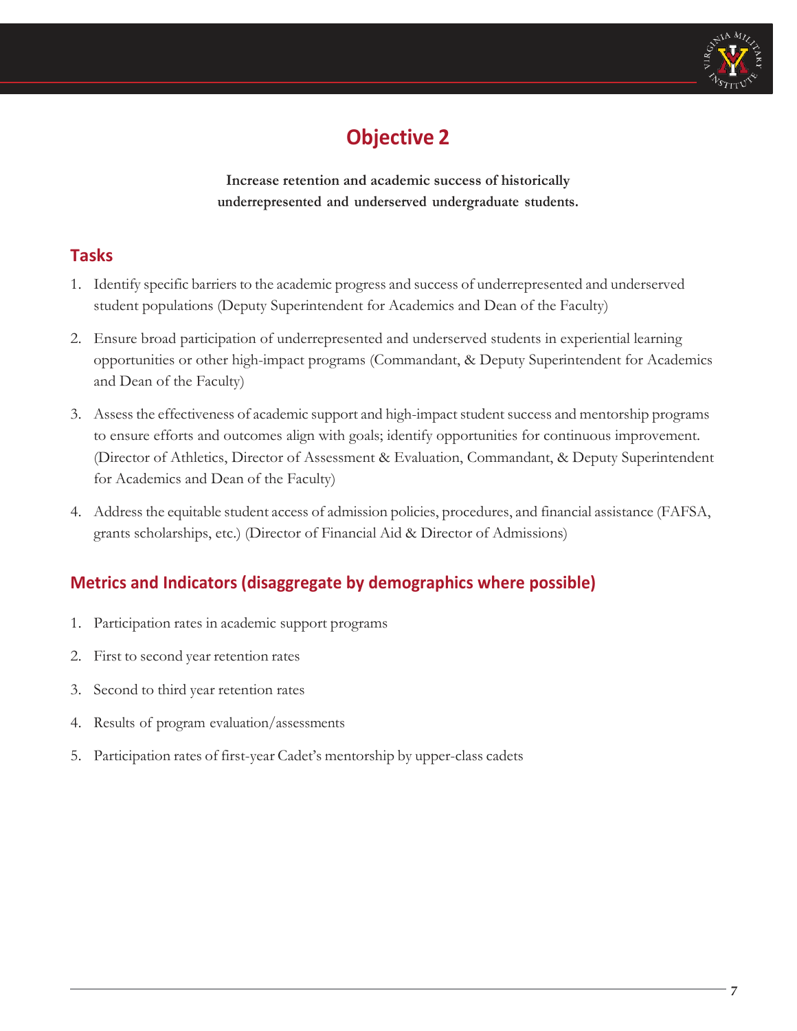# Objective 2

**Increase retention and academic success of historically underrepresented and underserved undergraduate students.**

## Tasks

1. Identify specific barriers to the academic progress and success of underrepresented and underserved student populations (Deputy Superintendent for Academics and Dean of the Faculty)

2. Ensure broad participation of underrepresented and underserved students in experiential learning opportunities or other high-impact programs (Commandant, & Deputy Superintendent for Academics and Dean of the Faculty)

3. Assess the effectiveness of academic support and high-impact student success and mentorship programs to ensure efforts and outcomes align with goals; identify opportunities for continuous improvement. (Director of Athletics, Director of Assessment & Evaluation, Commandant, & Deputy Superintendent for Academics and Dean of the Faculty)

4. Address the equitable student access of admission policies, procedures, and financial assistance (FAFSA, grants scholarships, etc.) (Director of Financial Aid & Director of Admissions)

## Metrics and Indicators (disaggregate by demographics where possible)

1. Participation rates in academic support programs

2. First to second year retention rates

3. Second to third year retention rates

4. Results of program evaluation/assessments

5. Participation rates of first-year Cadet's mentorship by upper-class cadets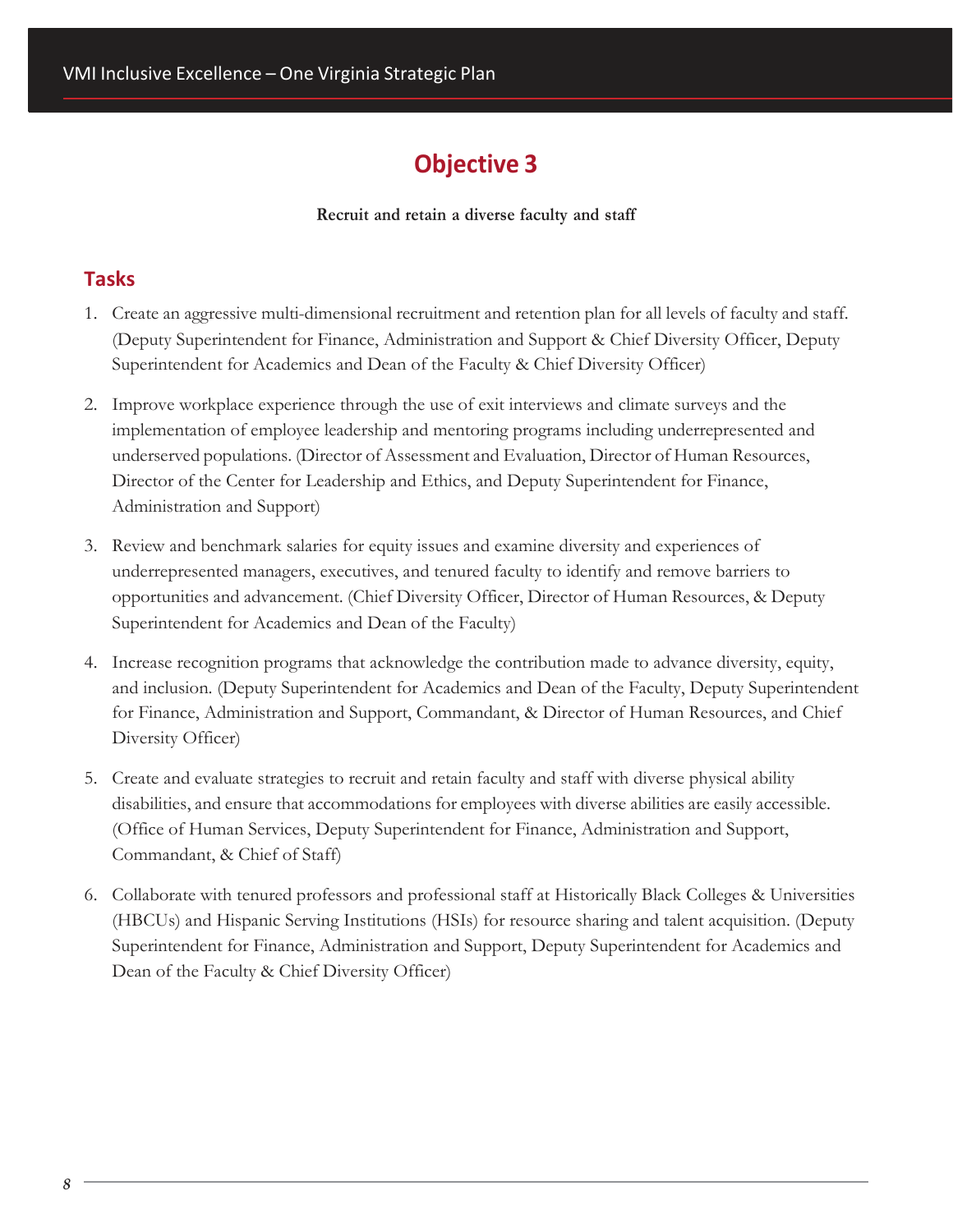# Objective 3

**Recruit and retain a diverse faculty and staff**

## Tasks

1. Create an aggressive multi-dimensional recruitment and retention plan for all levels of faculty and staff. (Deputy Superintendent for Finance, Administration and Support & Chief Diversity Officer, Deputy Superintendent for Academics and Dean of the Faculty & Chief Diversity Officer)

2. Improve workplace experience through the use of exit interviews and climate surveys and the implementation of employee leadership and mentoring programs including underrepresented and underserved populations. (Director of Assessment and Evaluation, Director of Human Resources, Director of the Center for Leadership and Ethics, and Deputy Superintendent for Finance, Administration and Support)

3. Review and benchmark salaries for equity issues and examine diversity and experiences of underrepresented managers, executives, and tenured faculty to identify and remove barriers to opportunities and advancement. (Chief Diversity Officer, Director of Human Resources, & Deputy Superintendent for Academics and Dean of the Faculty)

4. Increase recognition programs that acknowledge the contribution made to advance diversity, equity, and inclusion. (Deputy Superintendent for Academics and Dean of the Faculty, Deputy Superintendent for Finance, Administration and Support, Commandant, & Director of Human Resources, and Chief Diversity Officer)

5. Create and evaluate strategies to recruit and retain faculty and staff with diverse physical ability disabilities, and ensure that accommodations for employees with diverse abilities are easily accessible. (Office of Human Services, Deputy Superintendent for Finance, Administration and Support, Commandant, & Chief of Staff)

6. Collaborate with tenured professors and professional staff at Historically Black Colleges & Universities (HBCUs) and Hispanic Serving Institutions (HSIs) for resource sharing and talent acquisition. (Deputy Superintendent for Finance, Administration and Support, Deputy Superintendent for Academics and Dean of the Faculty & Chief Diversity Officer)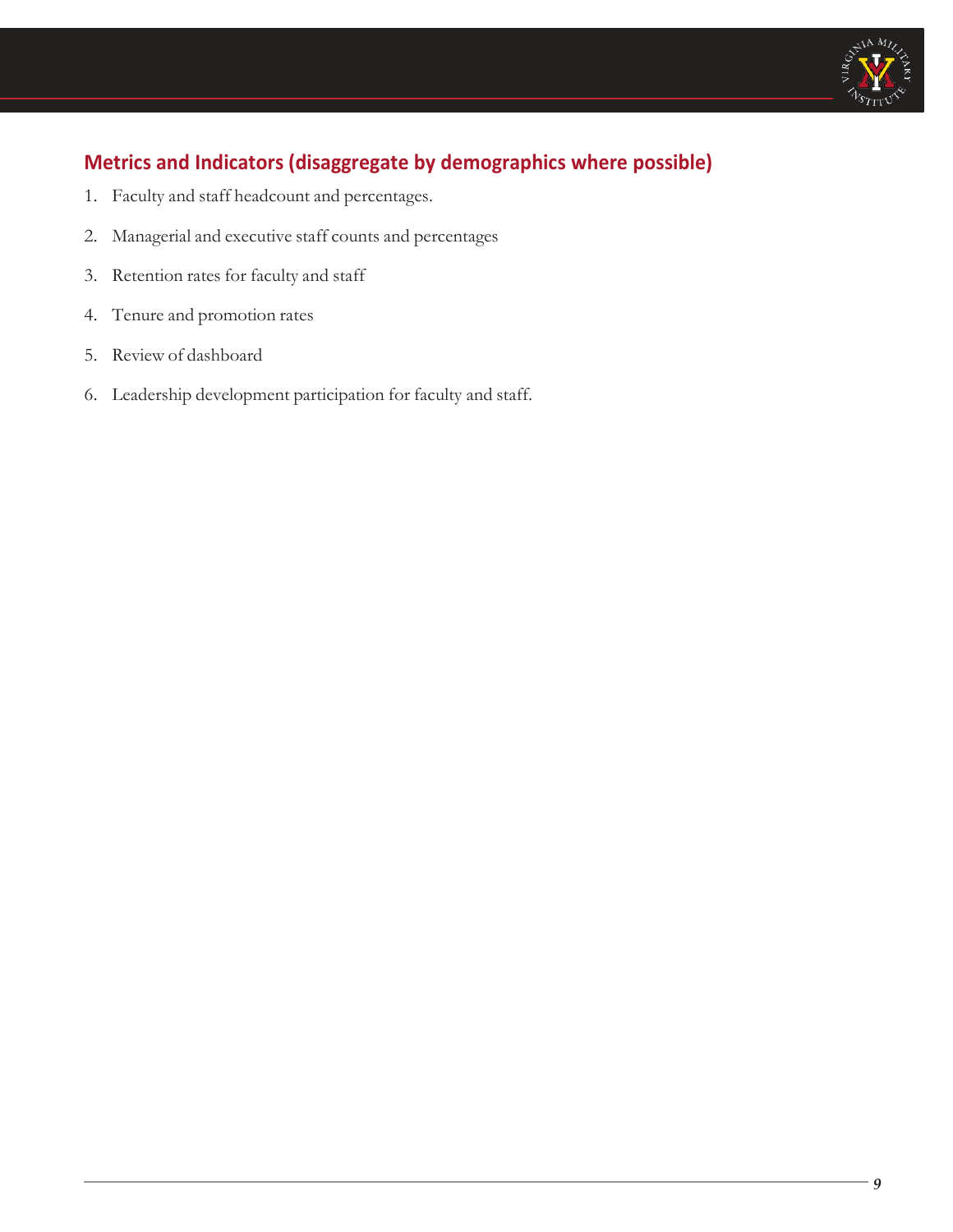## Metrics and Indicators (disaggregate by demographics where possible)

1. Faculty and staff headcount and percentages.
2. Managerial and executive staff counts and percentages
3. Retention rates for faculty and staff
4. Tenure and promotion rates
5. Review of dashboard
6. Leadership development participation for faculty and staff.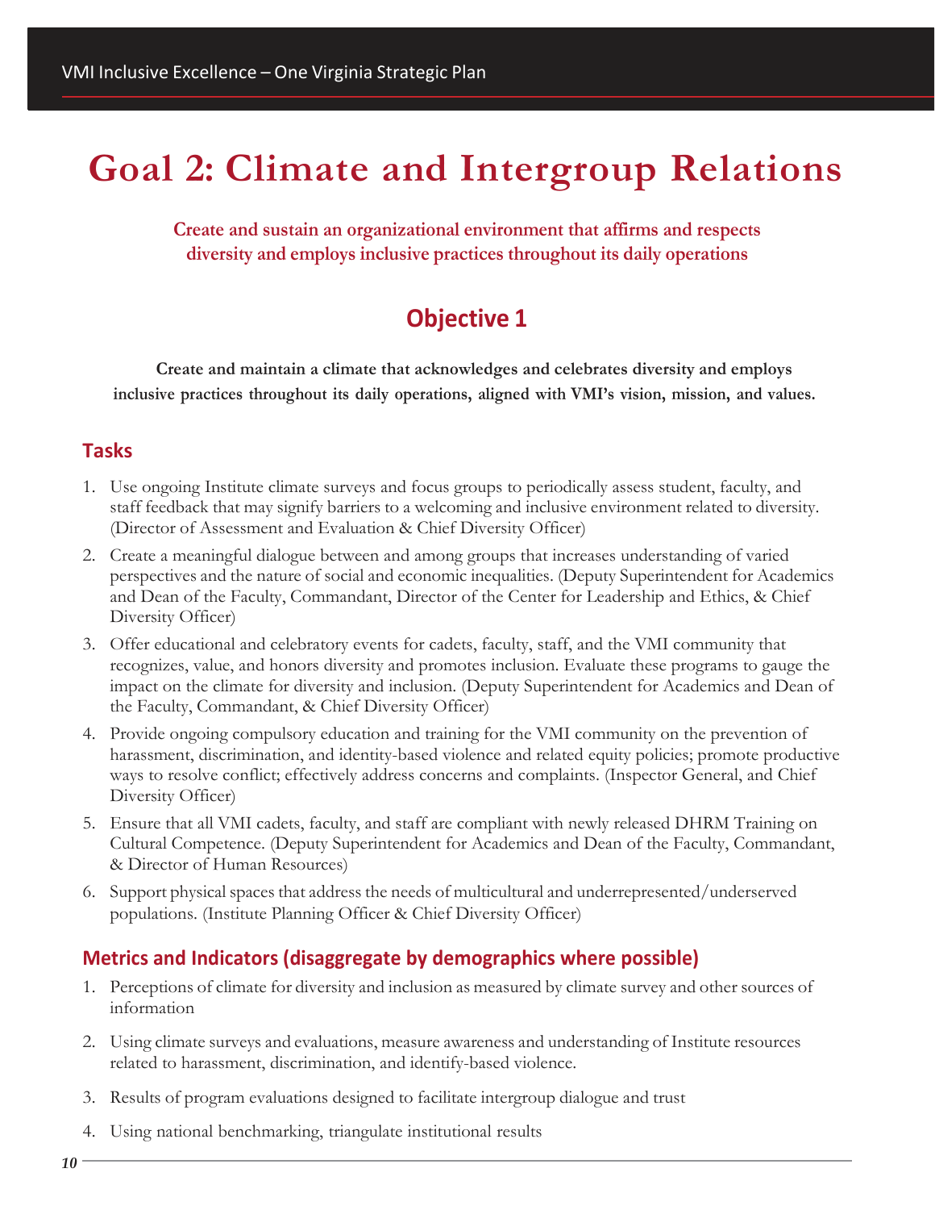# Goal 2: Climate and Intergroup Relations

**Create and sustain an organizational environment that affirms and respects diversity and employs inclusive practices throughout its daily operations**

## Objective 1

**Create and maintain a climate that acknowledges and celebrates diversity and employs inclusive practices throughout its daily operations, aligned with VMI's vision, mission, and values.**

### Tasks

1. Use ongoing Institute climate surveys and focus groups to periodically assess student, faculty, and staff feedback that may signify barriers to a welcoming and inclusive environment related to diversity. (Director of Assessment and Evaluation & Chief Diversity Officer)
2. Create a meaningful dialogue between and among groups that increases understanding of varied perspectives and the nature of social and economic inequalities. (Deputy Superintendent for Academics and Dean of the Faculty, Commandant, Director of the Center for Leadership and Ethics, & Chief Diversity Officer)
3. Offer educational and celebratory events for cadets, faculty, staff, and the VMI community that recognizes, value, and honors diversity and promotes inclusion. Evaluate these programs to gauge the impact on the climate for diversity and inclusion. (Deputy Superintendent for Academics and Dean of the Faculty, Commandant, & Chief Diversity Officer)
4. Provide ongoing compulsory education and training for the VMI community on the prevention of harassment, discrimination, and identity-based violence and related equity policies; promote productive ways to resolve conflict; effectively address concerns and complaints. (Inspector General, and Chief Diversity Officer)
5. Ensure that all VMI cadets, faculty, and staff are compliant with newly released DHRM Training on Cultural Competence. (Deputy Superintendent for Academics and Dean of the Faculty, Commandant, & Director of Human Resources)
6. Support physical spaces that address the needs of multicultural and underrepresented/underserved populations. (Institute Planning Officer & Chief Diversity Officer)

### Metrics and Indicators (disaggregate by demographics where possible)

1. Perceptions of climate for diversity and inclusion as measured by climate survey and other sources of information
2. Using climate surveys and evaluations, measure awareness and understanding of Institute resources related to harassment, discrimination, and identify-based violence.
3. Results of program evaluations designed to facilitate intergroup dialogue and trust
4. Using national benchmarking, triangulate institutional results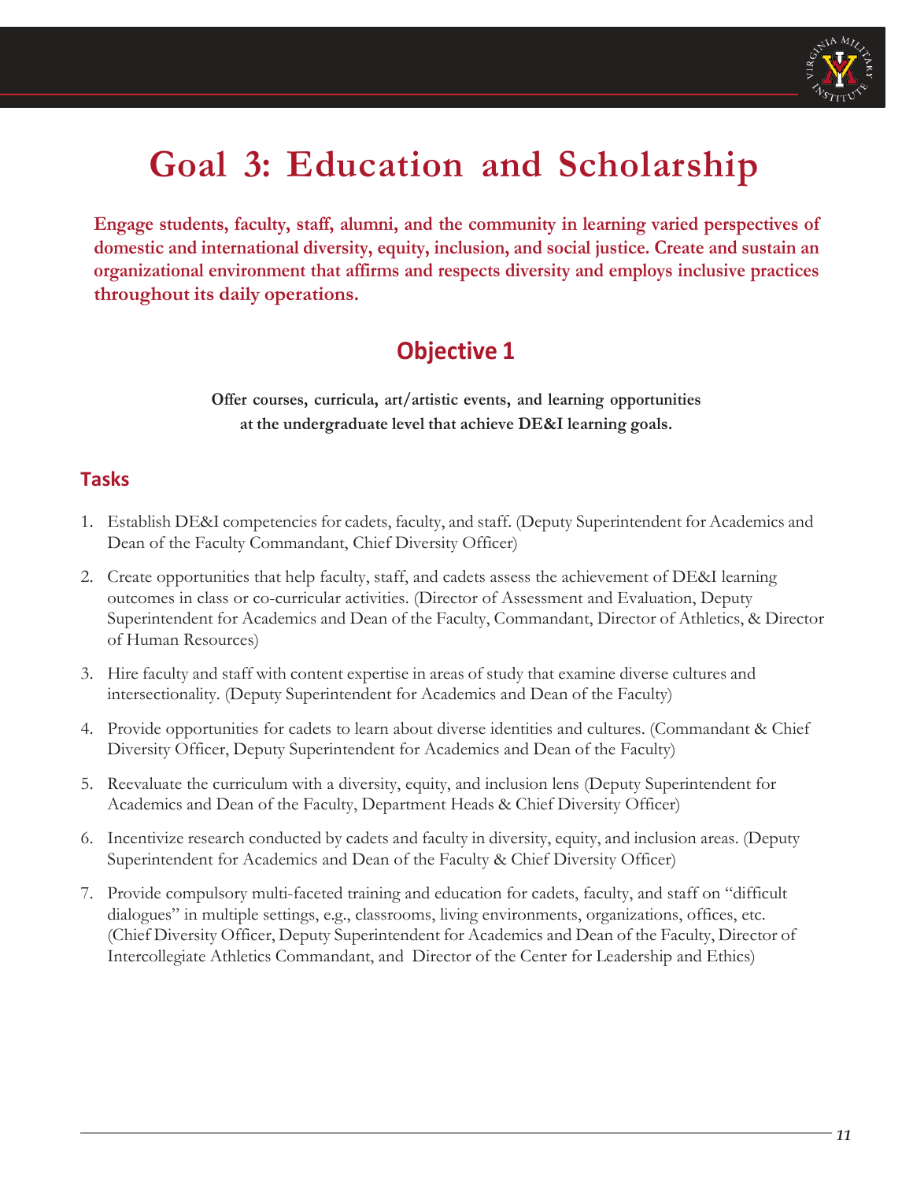# Goal 3: Education and Scholarship

**Engage students, faculty, staff, alumni, and the community in learning varied perspectives of domestic and international diversity, equity, inclusion, and social justice. Create and sustain an organizational environment that affirms and respects diversity and employs inclusive practices throughout its daily operations.**

## Objective 1

**Offer courses, curricula, art/artistic events, and learning opportunities at the undergraduate level that achieve DE&I learning goals.**

### Tasks

1. Establish DE&I competencies for cadets, faculty, and staff. (Deputy Superintendent for Academics and Dean of the Faculty Commandant, Chief Diversity Officer)
2. Create opportunities that help faculty, staff, and cadets assess the achievement of DE&I learning outcomes in class or co-curricular activities. (Director of Assessment and Evaluation, Deputy Superintendent for Academics and Dean of the Faculty, Commandant, Director of Athletics, & Director of Human Resources)
3. Hire faculty and staff with content expertise in areas of study that examine diverse cultures and intersectionality. (Deputy Superintendent for Academics and Dean of the Faculty)
4. Provide opportunities for cadets to learn about diverse identities and cultures. (Commandant & Chief Diversity Officer, Deputy Superintendent for Academics and Dean of the Faculty)
5. Reevaluate the curriculum with a diversity, equity, and inclusion lens (Deputy Superintendent for Academics and Dean of the Faculty, Department Heads & Chief Diversity Officer)
6. Incentivize research conducted by cadets and faculty in diversity, equity, and inclusion areas. (Deputy Superintendent for Academics and Dean of the Faculty & Chief Diversity Officer)
7. Provide compulsory multi-faceted training and education for cadets, faculty, and staff on "difficult dialogues" in multiple settings, e.g., classrooms, living environments, organizations, offices, etc. (Chief Diversity Officer, Deputy Superintendent for Academics and Dean of the Faculty, Director of Intercollegiate Athletics Commandant, and Director of the Center for Leadership and Ethics)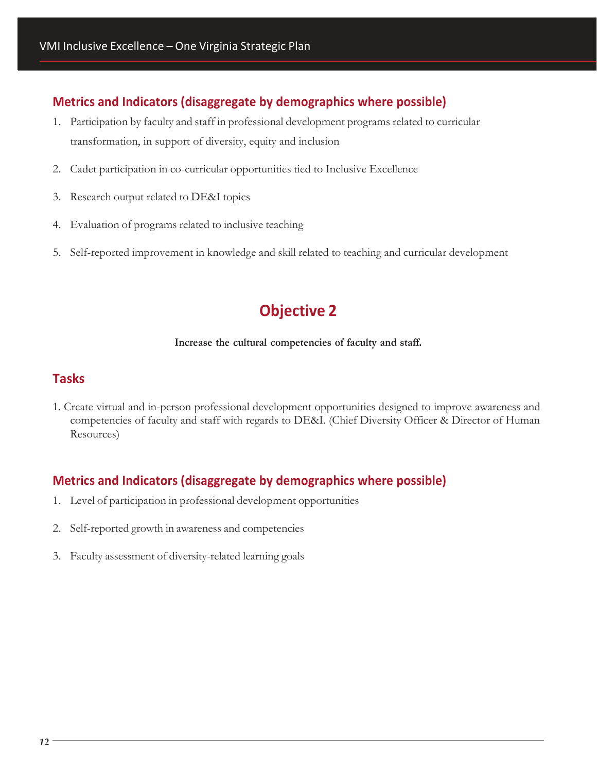### Metrics and Indicators (disaggregate by demographics where possible)

1. Participation by faculty and staff in professional development programs related to curricular transformation, in support of diversity, equity and inclusion
2. Cadet participation in co-curricular opportunities tied to Inclusive Excellence
3. Research output related to DE&I topics
4. Evaluation of programs related to inclusive teaching
5. Self-reported improvement in knowledge and skill related to teaching and curricular development

## Objective 2

**Increase the cultural competencies of faculty and staff.**

### Tasks

1. Create virtual and in-person professional development opportunities designed to improve awareness and competencies of faculty and staff with regards to DE&I. (Chief Diversity Officer & Director of Human Resources)

### Metrics and Indicators (disaggregate by demographics where possible)

1. Level of participation in professional development opportunities
2. Self-reported growth in awareness and competencies
3. Faculty assessment of diversity-related learning goals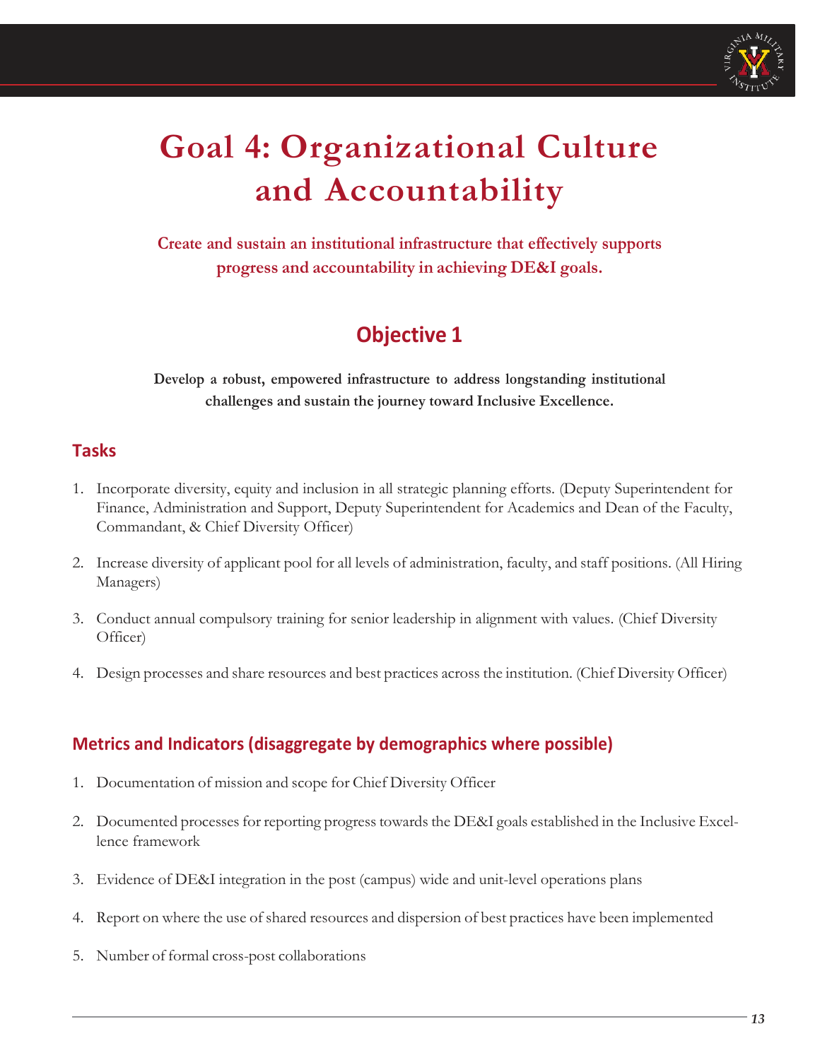# Goal 4: Organizational Culture and Accountability

**Create and sustain an institutional infrastructure that effectively supports progress and accountability in achieving DE&I goals.**

## Objective 1

**Develop a robust, empowered infrastructure to address longstanding institutional challenges and sustain the journey toward Inclusive Excellence.**

### Tasks

1. Incorporate diversity, equity and inclusion in all strategic planning efforts. (Deputy Superintendent for Finance, Administration and Support, Deputy Superintendent for Academics and Dean of the Faculty, Commandant, & Chief Diversity Officer)

2. Increase diversity of applicant pool for all levels of administration, faculty, and staff positions. (All Hiring Managers)

3. Conduct annual compulsory training for senior leadership in alignment with values. (Chief Diversity Officer)

4. Design processes and share resources and best practices across the institution. (Chief Diversity Officer)

### Metrics and Indicators (disaggregate by demographics where possible)

1. Documentation of mission and scope for Chief Diversity Officer

2. Documented processes for reporting progress towards the DE&I goals established in the Inclusive Excellence framework

3. Evidence of DE&I integration in the post (campus) wide and unit-level operations plans

4. Report on where the use of shared resources and dispersion of best practices have been implemented

5. Number of formal cross-post collaborations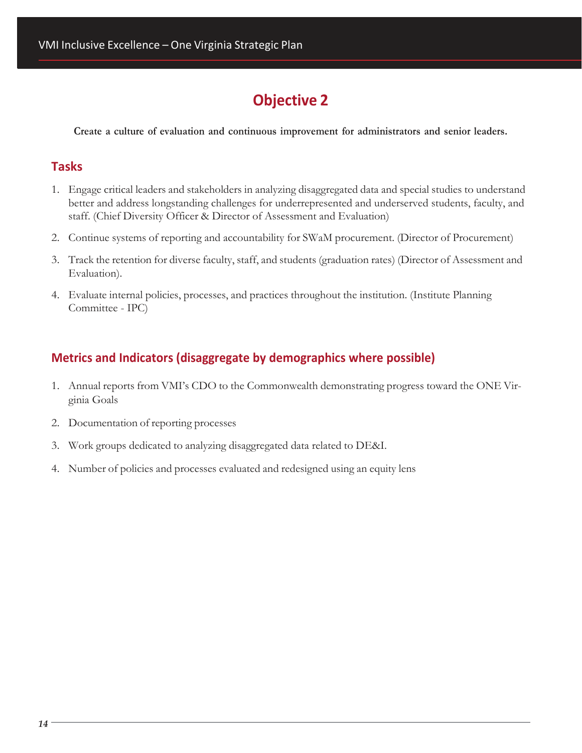# Objective 2

**Create a culture of evaluation and continuous improvement for administrators and senior leaders.**

## Tasks

1. Engage critical leaders and stakeholders in analyzing disaggregated data and special studies to understand better and address longstanding challenges for underrepresented and underserved students, faculty, and staff. (Chief Diversity Officer & Director of Assessment and Evaluation)
2. Continue systems of reporting and accountability for SWaM procurement. (Director of Procurement)
3. Track the retention for diverse faculty, staff, and students (graduation rates) (Director of Assessment and Evaluation).
4. Evaluate internal policies, processes, and practices throughout the institution. (Institute Planning Committee - IPC)

## Metrics and Indicators (disaggregate by demographics where possible)

1. Annual reports from VMI's CDO to the Commonwealth demonstrating progress toward the ONE Virginia Goals
2. Documentation of reporting processes
3. Work groups dedicated to analyzing disaggregated data related to DE&I.
4. Number of policies and processes evaluated and redesigned using an equity lens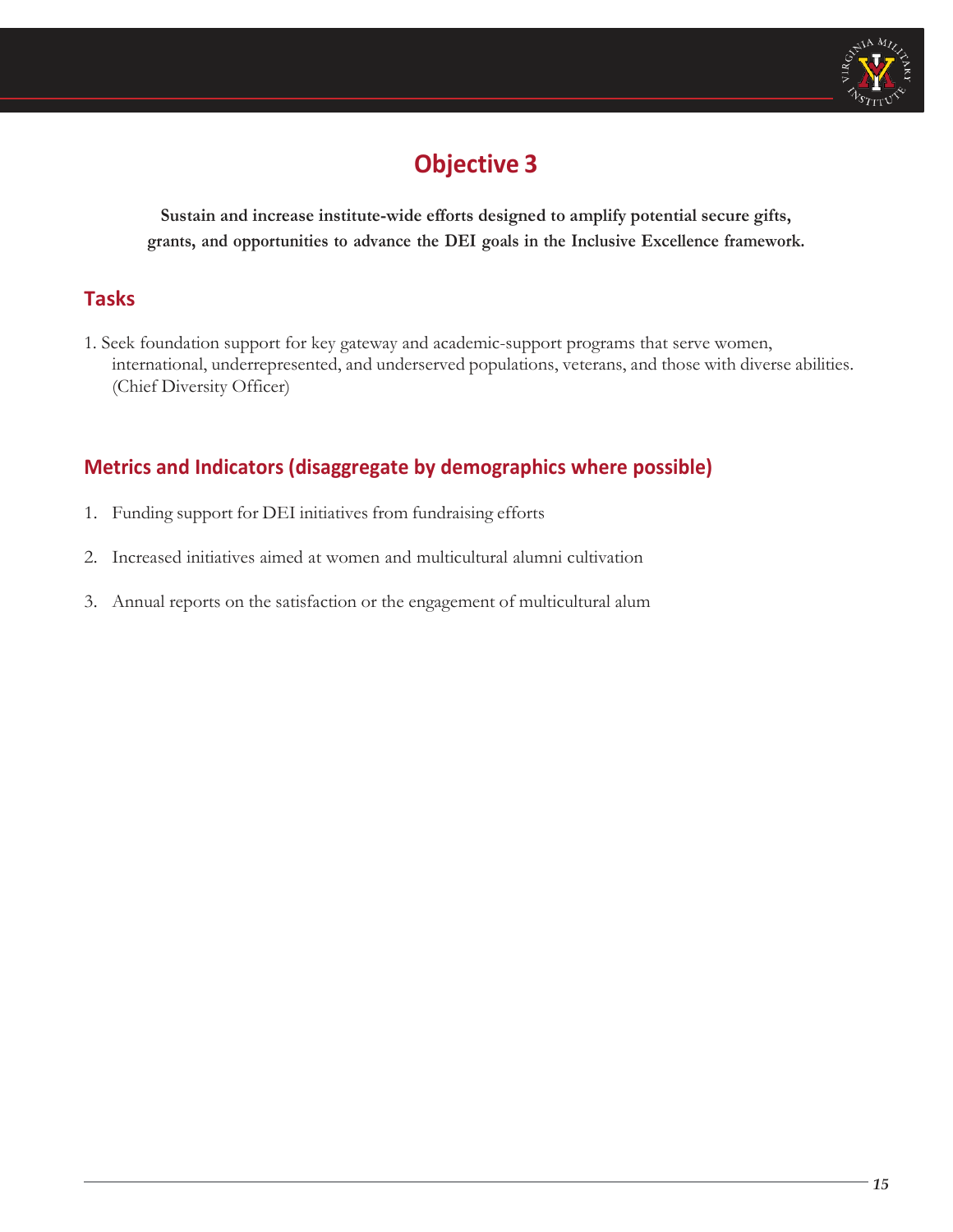# Objective 3

**Sustain and increase institute-wide efforts designed to amplify potential secure gifts, grants, and opportunities to advance the DEI goals in the Inclusive Excellence framework.**

## Tasks

1. Seek foundation support for key gateway and academic-support programs that serve women, international, underrepresented, and underserved populations, veterans, and those with diverse abilities. (Chief Diversity Officer)

## Metrics and Indicators (disaggregate by demographics where possible)

1. Funding support for DEI initiatives from fundraising efforts
2. Increased initiatives aimed at women and multicultural alumni cultivation
3. Annual reports on the satisfaction or the engagement of multicultural alum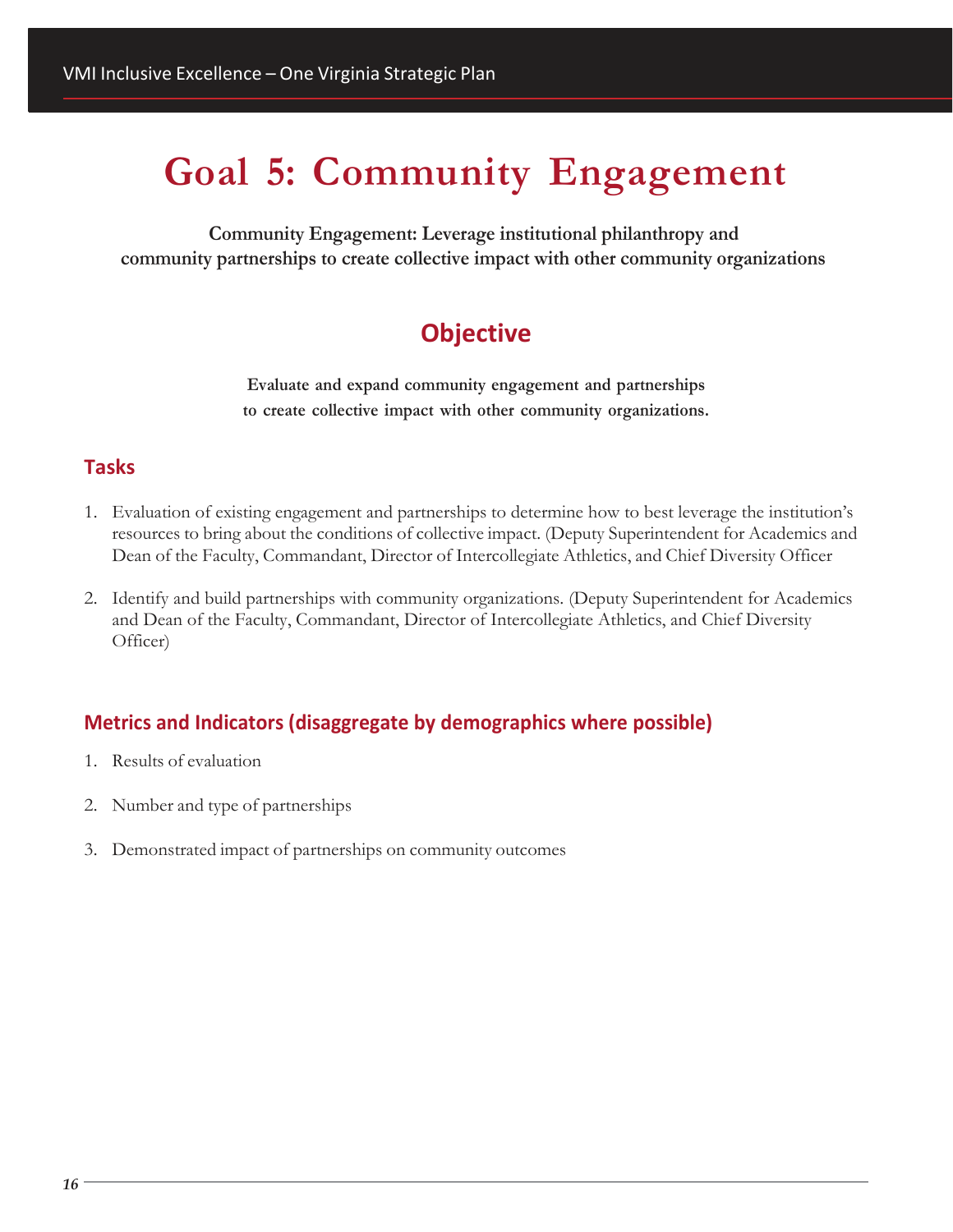# Goal 5: Community Engagement

**Community Engagement: Leverage institutional philanthropy and community partnerships to create collective impact with other community organizations**

## Objective

**Evaluate and expand community engagement and partnerships to create collective impact with other community organizations.**

### Tasks

1. Evaluation of existing engagement and partnerships to determine how to best leverage the institution's resources to bring about the conditions of collective impact. (Deputy Superintendent for Academics and Dean of the Faculty, Commandant, Director of Intercollegiate Athletics, and Chief Diversity Officer

2. Identify and build partnerships with community organizations. (Deputy Superintendent for Academics and Dean of the Faculty, Commandant, Director of Intercollegiate Athletics, and Chief Diversity Officer)

### Metrics and Indicators (disaggregate by demographics where possible)

1. Results of evaluation

2. Number and type of partnerships

3. Demonstrated impact of partnerships on community outcomes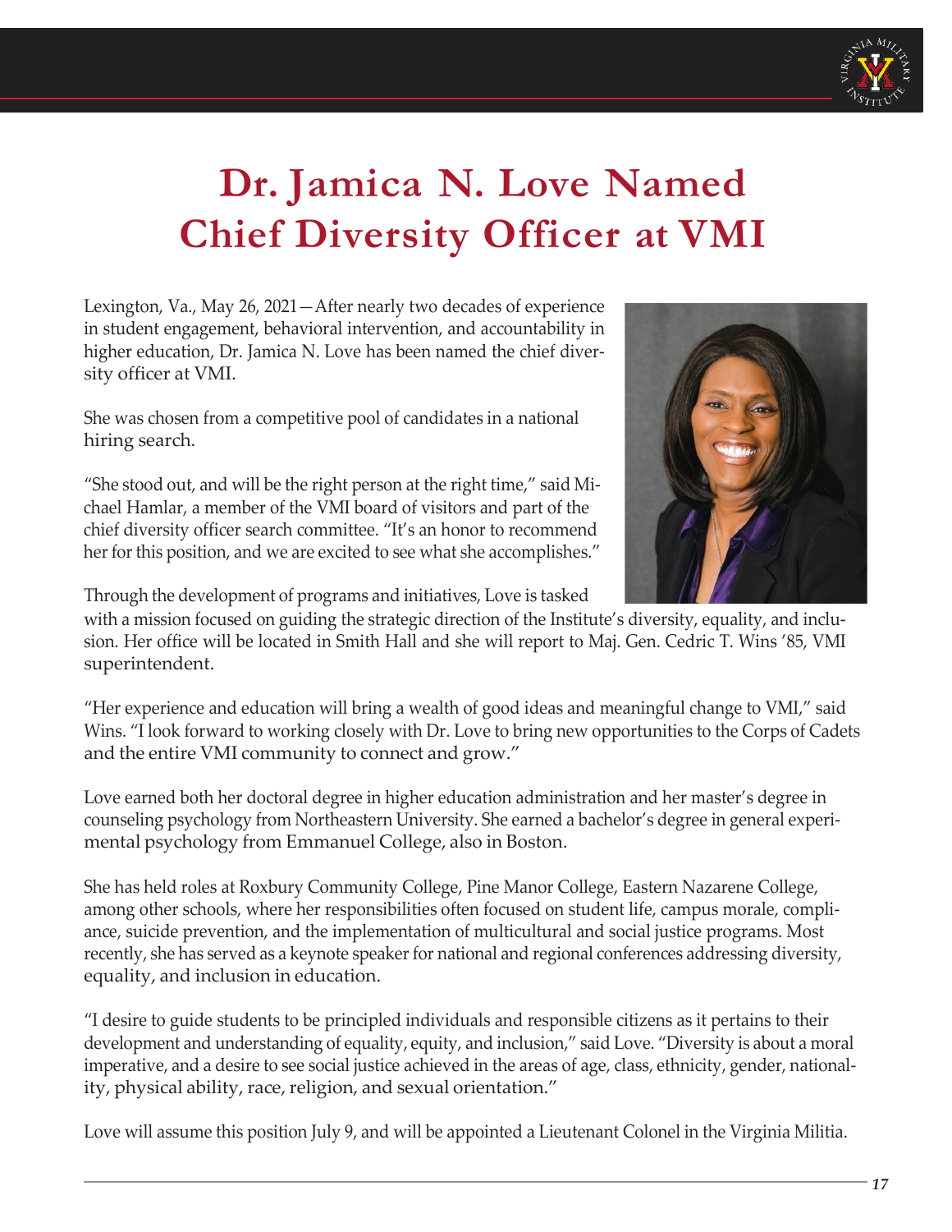# Dr. Jamica N. Love Named Chief Diversity Officer at VMI

Lexington, Va., May 26, 2021—After nearly two decades of experience in student engagement, behavioral intervention, and accountability in higher education, Dr. Jamica N. Love has been named the chief diversity officer at VMI.

She was chosen from a competitive pool of candidates in a national hiring search.

"She stood out, and will be the right person at the right time," said Michael Hamlar, a member of the VMI board of visitors and part of the chief diversity officer search committee. "It's an honor to recommend her for this position, and we are excited to see what she accomplishes."

Through the development of programs and initiatives, Love is tasked with a mission focused on guiding the strategic direction of the Institute's diversity, equality, and inclusion. Her office will be located in Smith Hall and she will report to Maj. Gen. Cedric T. Wins '85, VMI superintendent.

"Her experience and education will bring a wealth of good ideas and meaningful change to VMI," said Wins. "I look forward to working closely with Dr. Love to bring new opportunities to the Corps of Cadets and the entire VMI community to connect and grow."

Love earned both her doctoral degree in higher education administration and her master's degree in counseling psychology from Northeastern University. She earned a bachelor's degree in general experimental psychology from Emmanuel College, also in Boston.

She has held roles at Roxbury Community College, Pine Manor College, Eastern Nazarene College, among other schools, where her responsibilities often focused on student life, campus morale, compliance, suicide prevention, and the implementation of multicultural and social justice programs. Most recently, she has served as a keynote speaker for national and regional conferences addressing diversity, equality, and inclusion in education.

"I desire to guide students to be principled individuals and responsible citizens as it pertains to their development and understanding of equality, equity, and inclusion," said Love. "Diversity is about a moral imperative, and a desire to see social justice achieved in the areas of age, class, ethnicity, gender, nationality, physical ability, race, religion, and sexual orientation."

Love will assume this position July 9, and will be appointed a Lieutenant Colonel in the Virginia Militia.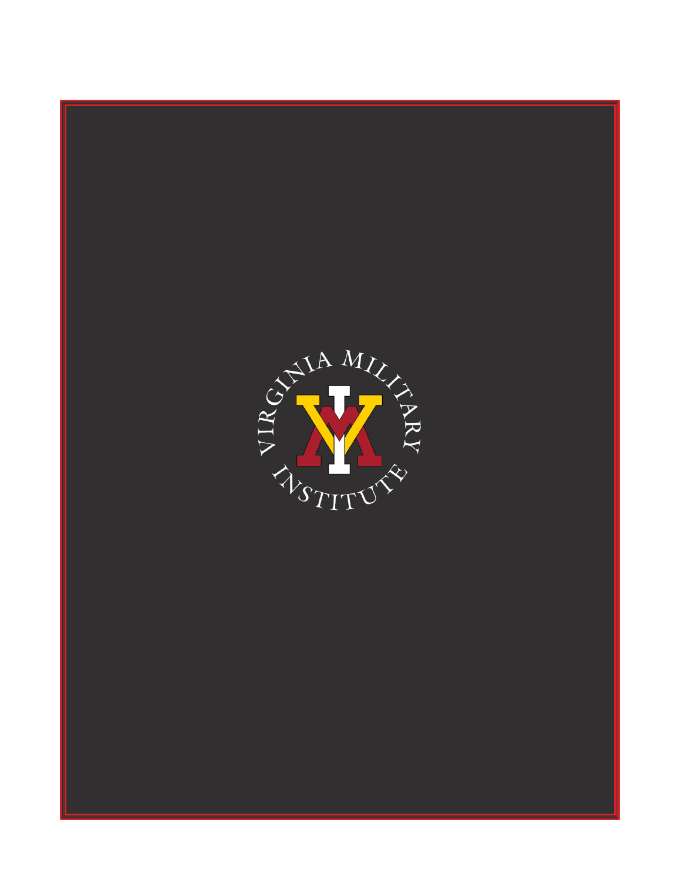VIRGINIA MILITARY INSTITUTE